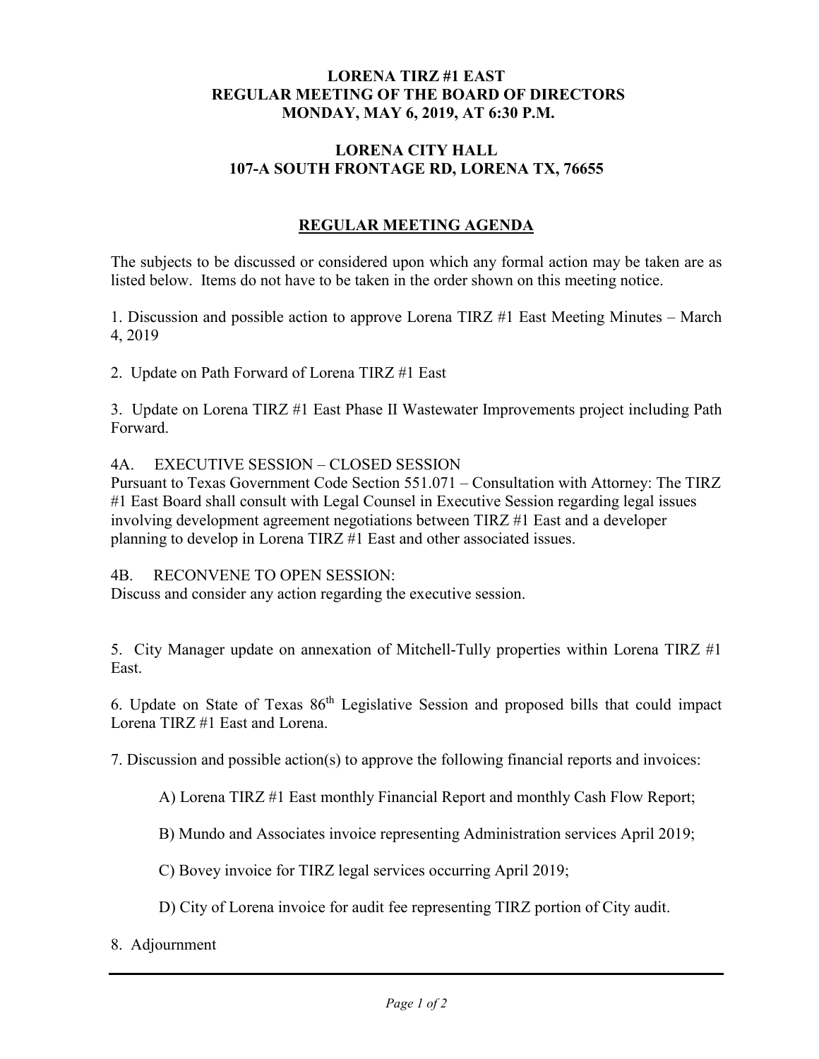**LORENA TIRZ #1 EAST**
**REGULAR MEETING OF THE BOARD OF DIRECTORS**
**MONDAY, MAY 6, 2019, AT 6:30 P.M.**

**LORENA CITY HALL**
**107-A SOUTH FRONTAGE RD, LORENA TX, 76655**

## REGULAR MEETING AGENDA

The subjects to be discussed or considered upon which any formal action may be taken are as listed below. Items do not have to be taken in the order shown on this meeting notice.

1. Discussion and possible action to approve Lorena TIRZ #1 East Meeting Minutes – March 4, 2019

2. Update on Path Forward of Lorena TIRZ #1 East

3. Update on Lorena TIRZ #1 East Phase II Wastewater Improvements project including Path Forward.

4A. EXECUTIVE SESSION – CLOSED SESSION
Pursuant to Texas Government Code Section 551.071 – Consultation with Attorney: The TIRZ #1 East Board shall consult with Legal Counsel in Executive Session regarding legal issues involving development agreement negotiations between TIRZ #1 East and a developer planning to develop in Lorena TIRZ #1 East and other associated issues.

4B. RECONVENE TO OPEN SESSION:
Discuss and consider any action regarding the executive session.

5. City Manager update on annexation of Mitchell-Tully properties within Lorena TIRZ #1 East.

6. Update on State of Texas 86th Legislative Session and proposed bills that could impact Lorena TIRZ #1 East and Lorena.

7. Discussion and possible action(s) to approve the following financial reports and invoices:

A) Lorena TIRZ #1 East monthly Financial Report and monthly Cash Flow Report;

B) Mundo and Associates invoice representing Administration services April 2019;

C) Bovey invoice for TIRZ legal services occurring April 2019;

D) City of Lorena invoice for audit fee representing TIRZ portion of City audit.

8. Adjournment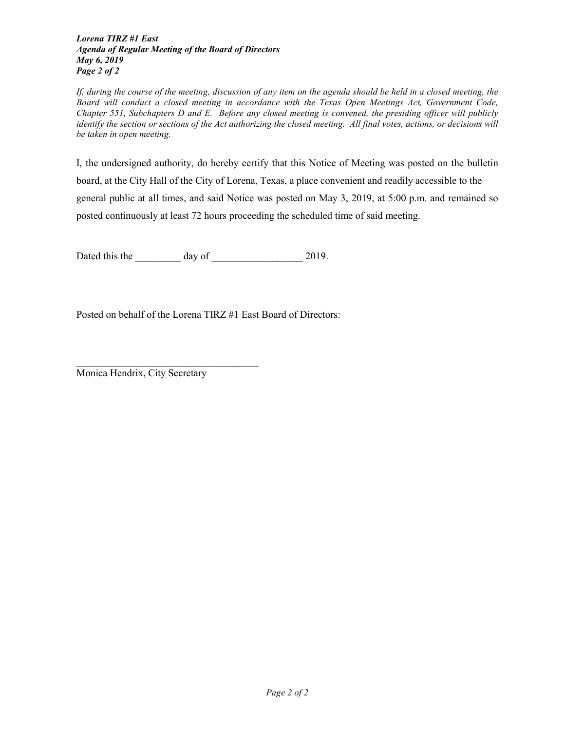*If, during the course of the meeting, discussion of any item on the agenda should be held in a closed meeting, the Board will conduct a closed meeting in accordance with the Texas Open Meetings Act, Government Code, Chapter 551, Subchapters D and E. Before any closed meeting is convened, the presiding officer will publicly identify the section or sections of the Act authorizing the closed meeting. All final votes, actions, or decisions will be taken in open meeting.*

I, the undersigned authority, do hereby certify that this Notice of Meeting was posted on the bulletin board, at the City Hall of the City of Lorena, Texas, a place convenient and readily accessible to the general public at all times, and said Notice was posted on May 3, 2019, at 5:00 p.m. and remained so posted continuously at least 72 hours proceeding the scheduled time of said meeting.

Dated this the _________ day of __________________ 2019.

Posted on behalf of the Lorena TIRZ #1 East Board of Directors:

______________________________________

Monica Hendrix, City Secretary